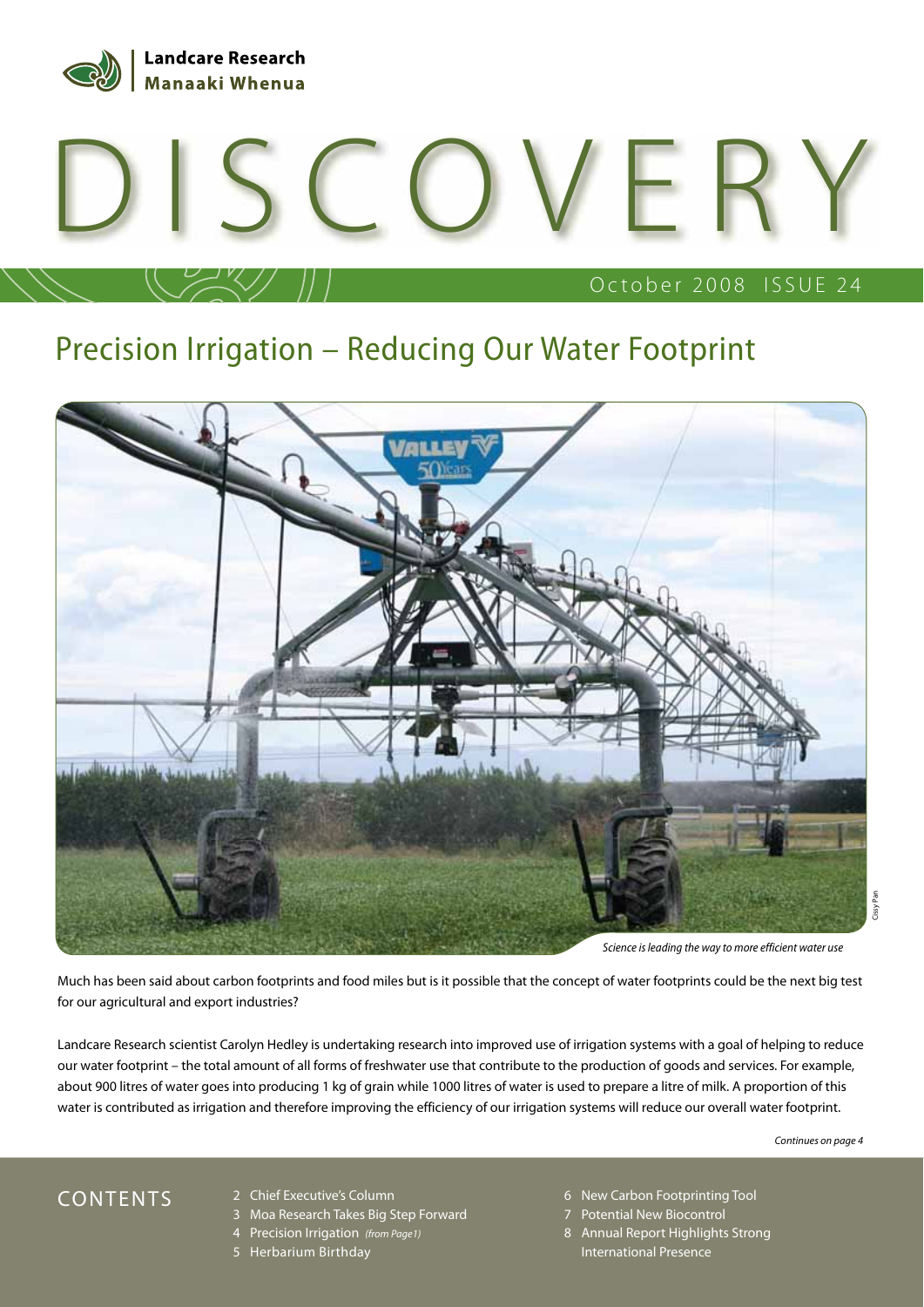Landcare Research
Manaaki Whenua

# DISCOVERY

October 2008 ISSUE 24

## Precision Irrigation – Reducing Our Water Footprint

*Science is leading the way to more efficient water use*

Much has been said about carbon footprints and food miles but is it possible that the concept of water footprints could be the next big test for our agricultural and export industries?

Landcare Research scientist Carolyn Hedley is undertaking research into improved use of irrigation systems with a goal of helping to reduce our water footprint – the total amount of all forms of freshwater use that contribute to the production of goods and services. For example, about 900 litres of water goes into producing 1 kg of grain while 1000 litres of water is used to prepare a litre of milk. A proportion of this water is contributed as irrigation and therefore improving the efficiency of our irrigation systems will reduce our overall water footprint.

*Continues on page 4*

## CONTENTS

2 Chief Executive's Column
3 Moa Research Takes Big Step Forward
4 Precision Irrigation *(from Page 1)*
5 Herbarium Birthday
6 New Carbon Footprinting Tool
7 Potential New Biocontrol
8 Annual Report Highlights Strong International Presence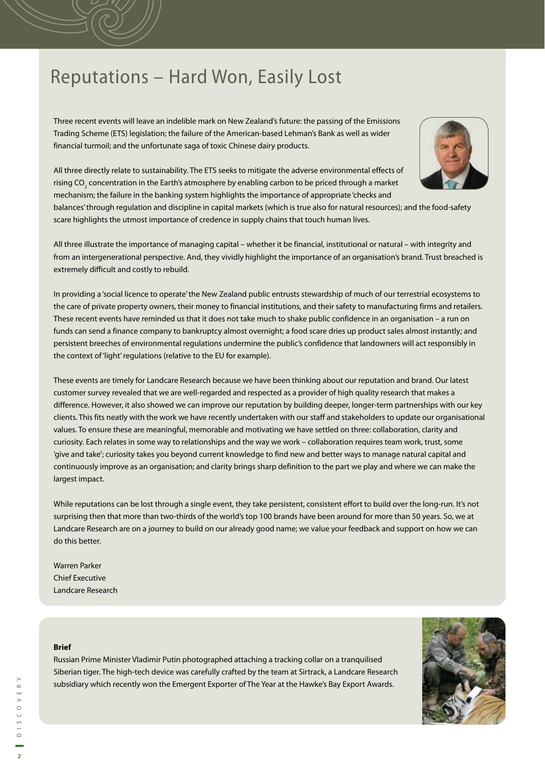# Reputations – Hard Won, Easily Lost

Three recent events will leave an indelible mark on New Zealand's future: the passing of the Emissions Trading Scheme (ETS) legislation; the failure of the American-based Lehman's Bank as well as wider financial turmoil; and the unfortunate saga of toxic Chinese dairy products.

All three directly relate to sustainability. The ETS seeks to mitigate the adverse environmental effects of rising $CO_2$ concentration in the Earth's atmosphere by enabling carbon to be priced through a market mechanism; the failure in the banking system highlights the importance of appropriate 'checks and balances' through regulation and discipline in capital markets (which is true also for natural resources); and the food-safety scare highlights the utmost importance of credence in supply chains that touch human lives.

All three illustrate the importance of managing capital – whether it be financial, institutional or natural – with integrity and from an intergenerational perspective. And, they vividly highlight the importance of an organisation's brand. Trust breached is extremely difficult and costly to rebuild.

In providing a 'social licence to operate' the New Zealand public entrusts stewardship of much of our terrestrial ecosystems to the care of private property owners, their money to financial institutions, and their safety to manufacturing firms and retailers. These recent events have reminded us that it does not take much to shake public confidence in an organisation – a run on funds can send a finance company to bankruptcy almost overnight; a food scare dries up product sales almost instantly; and persistent breeches of environmental regulations undermine the public's confidence that landowners will act responsibly in the context of 'light' regulations (relative to the EU for example).

These events are timely for Landcare Research because we have been thinking about our reputation and brand. Our latest customer survey revealed that we are well-regarded and respected as a provider of high quality research that makes a difference. However, it also showed we can improve our reputation by building deeper, longer-term partnerships with our key clients. This fits neatly with the work we have recently undertaken with our staff and stakeholders to update our organisational values. To ensure these are meaningful, memorable and motivating we have settled on three: collaboration, clarity and curiosity. Each relates in some way to relationships and the way we work – collaboration requires team work, trust, some 'give and take'; curiosity takes you beyond current knowledge to find new and better ways to manage natural capital and continuously improve as an organisation; and clarity brings sharp definition to the part we play and where we can make the largest impact.

While reputations can be lost through a single event, they take persistent, consistent effort to build over the long-run. It's not surprising then that more than two-thirds of the world's top 100 brands have been around for more than 50 years. So, we at Landcare Research are on a journey to build on our already good name; we value your feedback and support on how we can do this better.

Warren Parker
Chief Executive
Landcare Research

**Brief**

Russian Prime Minister Vladimir Putin photographed attaching a tracking collar on a tranquilised Siberian tiger. The high-tech device was carefully crafted by the team at Sirtrack, a Landcare Research subsidiary which recently won the Emergent Exporter of The Year at the Hawke's Bay Export Awards.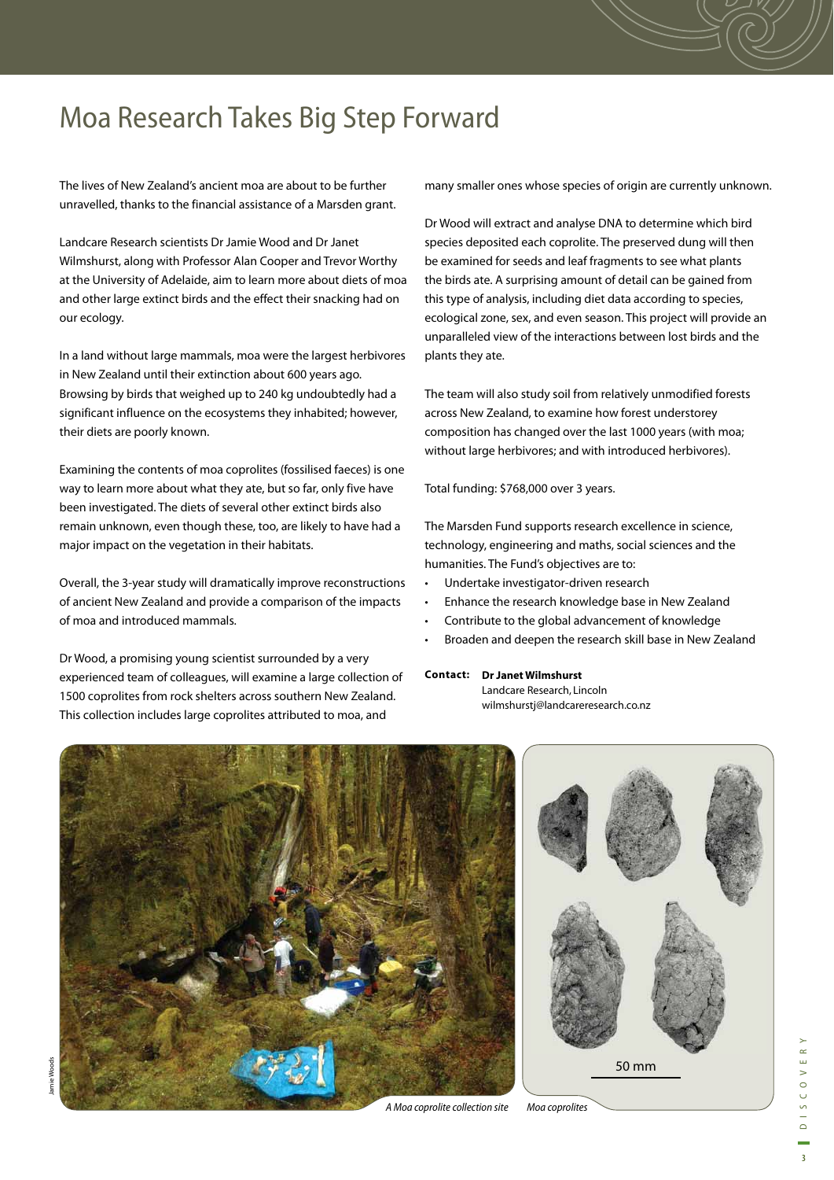# Moa Research Takes Big Step Forward

The lives of New Zealand's ancient moa are about to be further unravelled, thanks to the financial assistance of a Marsden grant.

Landcare Research scientists Dr Jamie Wood and Dr Janet Wilmshurst, along with Professor Alan Cooper and Trevor Worthy at the University of Adelaide, aim to learn more about diets of moa and other large extinct birds and the effect their snacking had on our ecology.

In a land without large mammals, moa were the largest herbivores in New Zealand until their extinction about 600 years ago. Browsing by birds that weighed up to 240 kg undoubtedly had a significant influence on the ecosystems they inhabited; however, their diets are poorly known.

Examining the contents of moa coprolites (fossilised faeces) is one way to learn more about what they ate, but so far, only five have been investigated. The diets of several other extinct birds also remain unknown, even though these, too, are likely to have had a major impact on the vegetation in their habitats.

Overall, the 3-year study will dramatically improve reconstructions of ancient New Zealand and provide a comparison of the impacts of moa and introduced mammals.

Dr Wood, a promising young scientist surrounded by a very experienced team of colleagues, will examine a large collection of 1500 coprolites from rock shelters across southern New Zealand. This collection includes large coprolites attributed to moa, and many smaller ones whose species of origin are currently unknown.

Dr Wood will extract and analyse DNA to determine which bird species deposited each coprolite. The preserved dung will then be examined for seeds and leaf fragments to see what plants the birds ate. A surprising amount of detail can be gained from this type of analysis, including diet data according to species, ecological zone, sex, and even season. This project will provide an unparalleled view of the interactions between lost birds and the plants they ate.

The team will also study soil from relatively unmodified forests across New Zealand, to examine how forest understorey composition has changed over the last 1000 years (with moa; without large herbivores; and with introduced herbivores).

Total funding: $768,000 over 3 years.

The Marsden Fund supports research excellence in science, technology, engineering and maths, social sciences and the humanities. The Fund's objectives are to:

- Undertake investigator-driven research
- Enhance the research knowledge base in New Zealand
- Contribute to the global advancement of knowledge
- Broaden and deepen the research skill base in New Zealand

**Contact:** **Dr Janet Wilmshurst**
Landcare Research, Lincoln
wilmshurstj@landcareresearch.co.nz

Jamie Woods

*A Moa coprolite collection site*

50 mm

*Moa coprolites*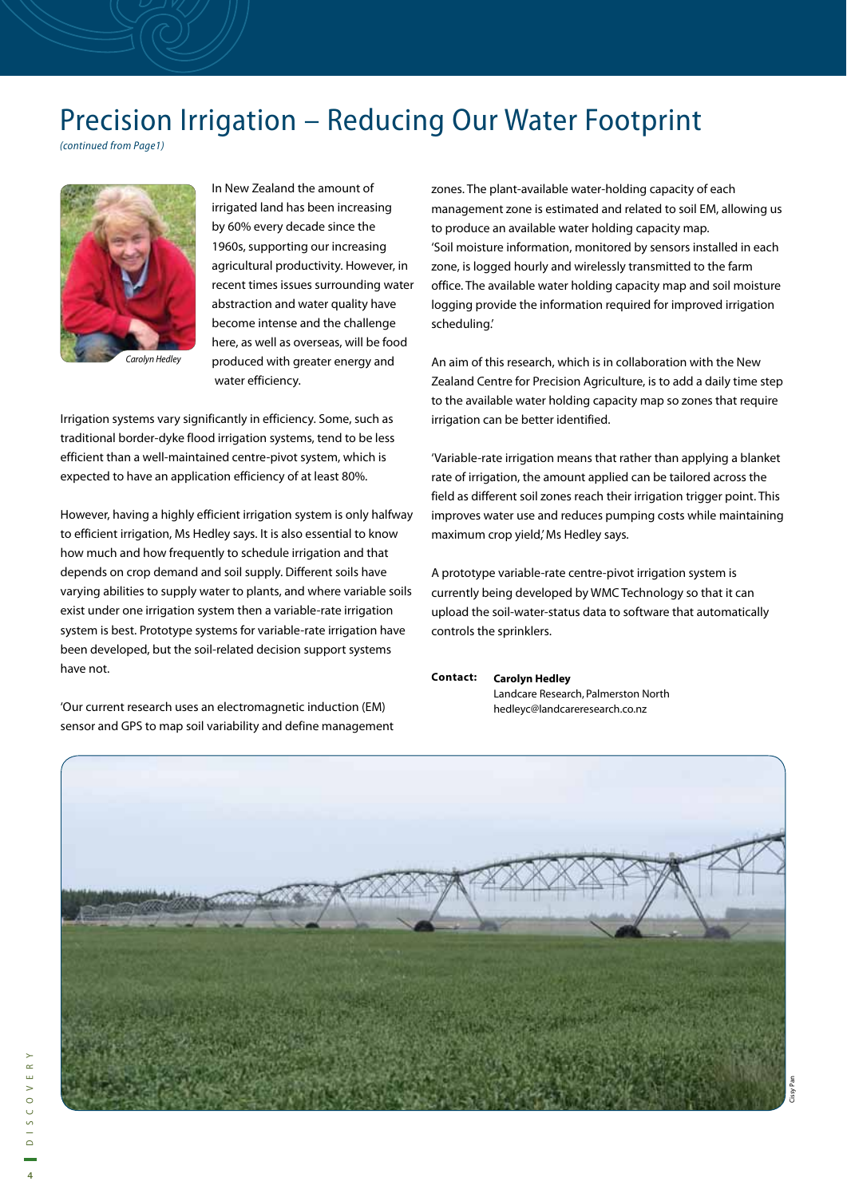# Precision Irrigation – Reducing Our Water Footprint

*(continued from Page1)*

*Carolyn Hedley*

In New Zealand the amount of irrigated land has been increasing by 60% every decade since the 1960s, supporting our increasing agricultural productivity. However, in recent times issues surrounding water abstraction and water quality have become intense and the challenge here, as well as overseas, will be food produced with greater energy and water efficiency.

Irrigation systems vary significantly in efficiency. Some, such as traditional border-dyke flood irrigation systems, tend to be less efficient than a well-maintained centre-pivot system, which is expected to have an application efficiency of at least 80%.

However, having a highly efficient irrigation system is only halfway to efficient irrigation, Ms Hedley says. It is also essential to know how much and how frequently to schedule irrigation and that depends on crop demand and soil supply. Different soils have varying abilities to supply water to plants, and where variable soils exist under one irrigation system then a variable-rate irrigation system is best. Prototype systems for variable-rate irrigation have been developed, but the soil-related decision support systems have not.

'Our current research uses an electromagnetic induction (EM) sensor and GPS to map soil variability and define management zones. The plant-available water-holding capacity of each management zone is estimated and related to soil EM, allowing us to produce an available water holding capacity map.
'Soil moisture information, monitored by sensors installed in each zone, is logged hourly and wirelessly transmitted to the farm office. The available water holding capacity map and soil moisture logging provide the information required for improved irrigation scheduling.'

An aim of this research, which is in collaboration with the New Zealand Centre for Precision Agriculture, is to add a daily time step to the available water holding capacity map so zones that require irrigation can be better identified.

'Variable-rate irrigation means that rather than applying a blanket rate of irrigation, the amount applied can be tailored across the field as different soil zones reach their irrigation trigger point. This improves water use and reduces pumping costs while maintaining maximum crop yield,' Ms Hedley says.

A prototype variable-rate centre-pivot irrigation system is currently being developed by WMC Technology so that it can upload the soil-water-status data to software that automatically controls the sprinklers.

**Contact:** **Carolyn Hedley**
Landcare Research, Palmerston North
hedleyc@landcareresearch.co.nz

Cissy Pan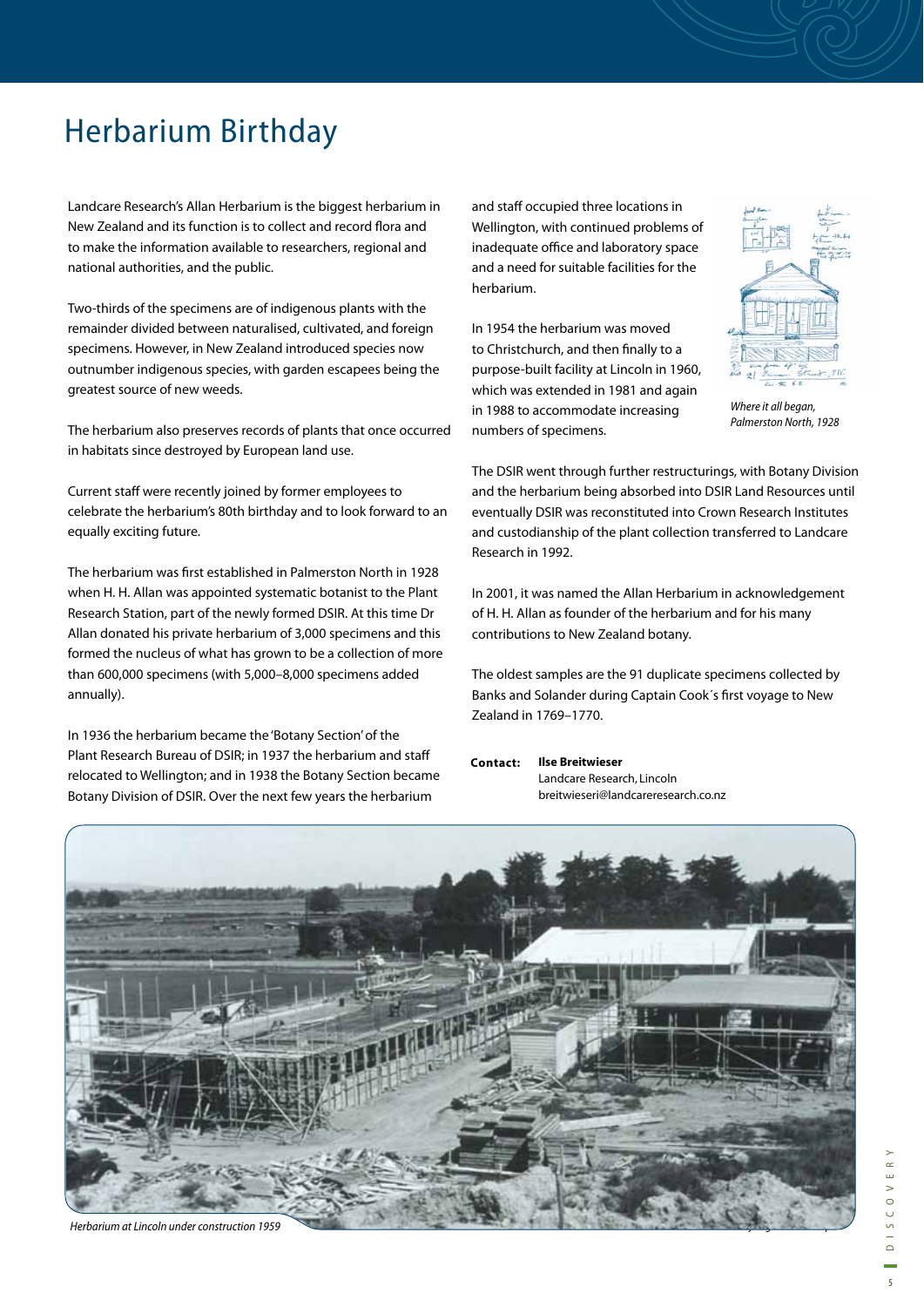# Herbarium Birthday

Landcare Research's Allan Herbarium is the biggest herbarium in New Zealand and its function is to collect and record flora and to make the information available to researchers, regional and national authorities, and the public.

Two-thirds of the specimens are of indigenous plants with the remainder divided between naturalised, cultivated, and foreign specimens. However, in New Zealand introduced species now outnumber indigenous species, with garden escapees being the greatest source of new weeds.

The herbarium also preserves records of plants that once occurred in habitats since destroyed by European land use.

Current staff were recently joined by former employees to celebrate the herbarium's 80th birthday and to look forward to an equally exciting future.

The herbarium was first established in Palmerston North in 1928 when H. H. Allan was appointed systematic botanist to the Plant Research Station, part of the newly formed DSIR. At this time Dr Allan donated his private herbarium of 3,000 specimens and this formed the nucleus of what has grown to be a collection of more than 600,000 specimens (with 5,000–8,000 specimens added annually).

In 1936 the herbarium became the 'Botany Section' of the Plant Research Bureau of DSIR; in 1937 the herbarium and staff relocated to Wellington; and in 1938 the Botany Section became Botany Division of DSIR. Over the next few years the herbarium and staff occupied three locations in Wellington, with continued problems of inadequate office and laboratory space and a need for suitable facilities for the herbarium.

*Where it all began, Palmerston North, 1928*

In 1954 the herbarium was moved to Christchurch, and then finally to a purpose-built facility at Lincoln in 1960, which was extended in 1981 and again in 1988 to accommodate increasing numbers of specimens.

The DSIR went through further restructurings, with Botany Division and the herbarium being absorbed into DSIR Land Resources until eventually DSIR was reconstituted into Crown Research Institutes and custodianship of the plant collection transferred to Landcare Research in 1992.

In 2001, it was named the Allan Herbarium in acknowledgement of H. H. Allan as founder of the herbarium and for his many contributions to New Zealand botany.

The oldest samples are the 91 duplicate specimens collected by Banks and Solander during Captain Cook´s first voyage to New Zealand in 1769–1770.

**Contact:** **Ilse Breitwieser**
Landcare Research, Lincoln
breitwieseri@landcareresearch.co.nz

*Herbarium at Lincoln under construction 1959*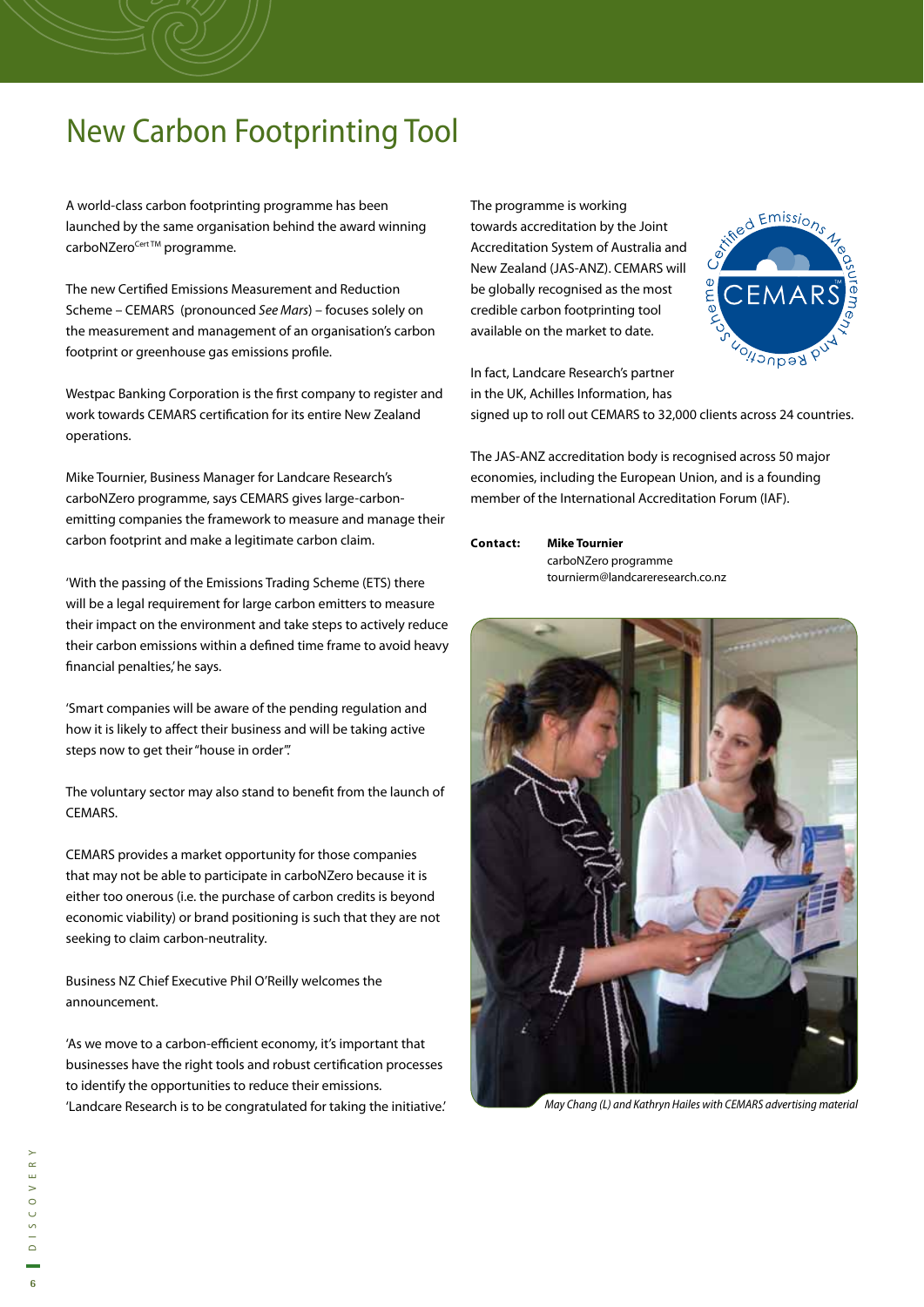# New Carbon Footprinting Tool

A world-class carbon footprinting programme has been launched by the same organisation behind the award winning carboNZero[Cert TM] programme.

The new Certified Emissions Measurement and Reduction Scheme – CEMARS (pronounced *See Mars*) – focuses solely on the measurement and management of an organisation's carbon footprint or greenhouse gas emissions profile.

Westpac Banking Corporation is the first company to register and work towards CEMARS certification for its entire New Zealand operations.

Mike Tournier, Business Manager for Landcare Research's carboNZero programme, says CEMARS gives large-carbon-emitting companies the framework to measure and manage their carbon footprint and make a legitimate carbon claim.

'With the passing of the Emissions Trading Scheme (ETS) there will be a legal requirement for large carbon emitters to measure their impact on the environment and take steps to actively reduce their carbon emissions within a defined time frame to avoid heavy financial penalties,' he says.

'Smart companies will be aware of the pending regulation and how it is likely to affect their business and will be taking active steps now to get their "house in order".'

The voluntary sector may also stand to benefit from the launch of CEMARS.

CEMARS provides a market opportunity for those companies that may not be able to participate in carboNZero because it is either too onerous (i.e. the purchase of carbon credits is beyond economic viability) or brand positioning is such that they are not seeking to claim carbon-neutrality.

Business NZ Chief Executive Phil O'Reilly welcomes the announcement.

'As we move to a carbon-efficient economy, it's important that businesses have the right tools and robust certification processes to identify the opportunities to reduce their emissions. 'Landcare Research is to be congratulated for taking the initiative.'

The programme is working towards accreditation by the Joint Accreditation System of Australia and New Zealand (JAS-ANZ). CEMARS will be globally recognised as the most credible carbon footprinting tool available on the market to date.

In fact, Landcare Research's partner in the UK, Achilles Information, has signed up to roll out CEMARS to 32,000 clients across 24 countries.

The JAS-ANZ accreditation body is recognised across 50 major economies, including the European Union, and is a founding member of the International Accreditation Forum (IAF).

**Contact:** **Mike Tournier**
carboNZero programme
tournierm@landcareresearch.co.nz

*May Chang (L) and Kathryn Hailes with CEMARS advertising material*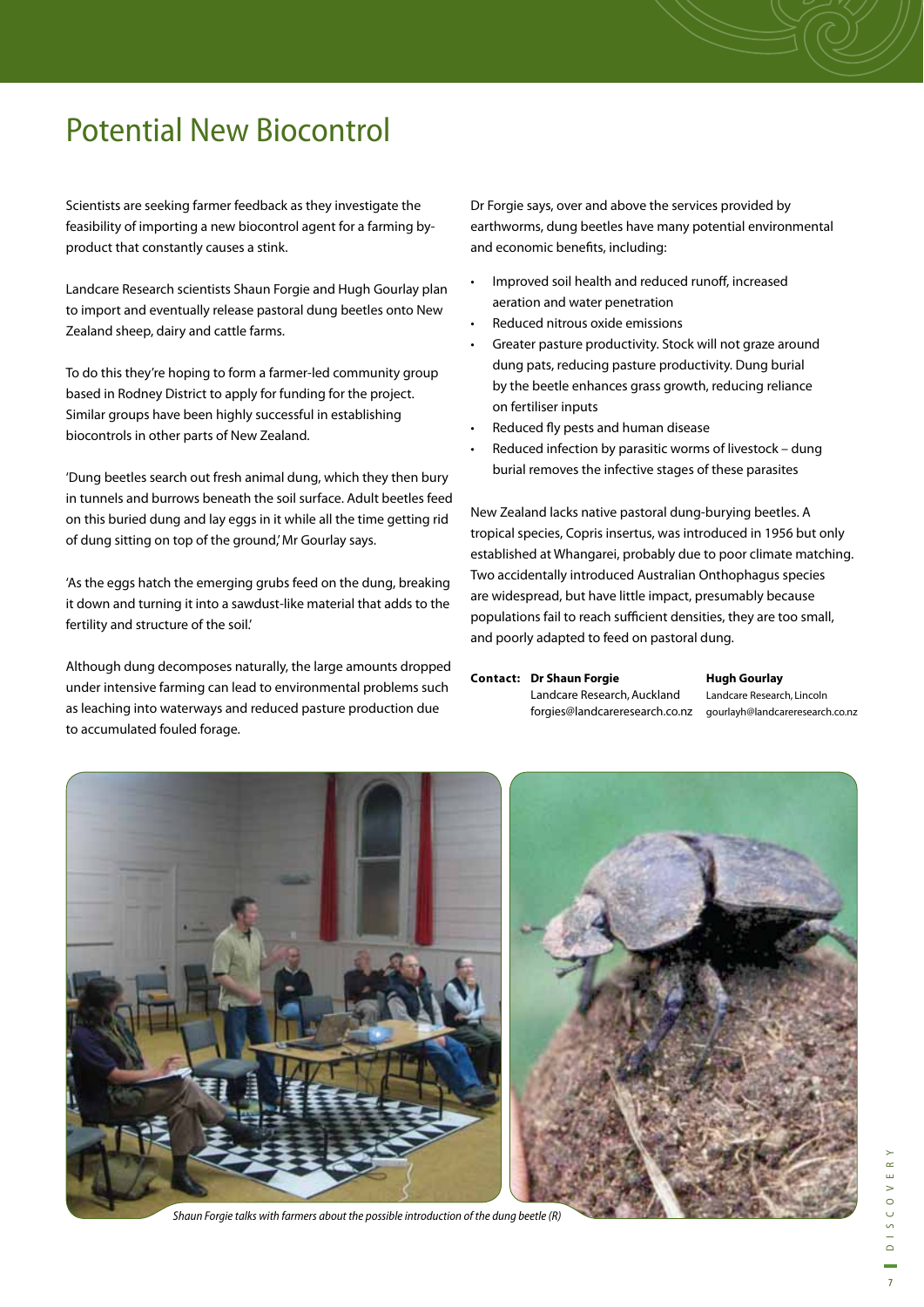# Potential New Biocontrol

Scientists are seeking farmer feedback as they investigate the feasibility of importing a new biocontrol agent for a farming by-product that constantly causes a stink.

Landcare Research scientists Shaun Forgie and Hugh Gourlay plan to import and eventually release pastoral dung beetles onto New Zealand sheep, dairy and cattle farms.

To do this they're hoping to form a farmer-led community group based in Rodney District to apply for funding for the project. Similar groups have been highly successful in establishing biocontrols in other parts of New Zealand.

'Dung beetles search out fresh animal dung, which they then bury in tunnels and burrows beneath the soil surface. Adult beetles feed on this buried dung and lay eggs in it while all the time getting rid of dung sitting on top of the ground,' Mr Gourlay says.

'As the eggs hatch the emerging grubs feed on the dung, breaking it down and turning it into a sawdust-like material that adds to the fertility and structure of the soil.'

Although dung decomposes naturally, the large amounts dropped under intensive farming can lead to environmental problems such as leaching into waterways and reduced pasture production due to accumulated fouled forage.

Dr Forgie says, over and above the services provided by earthworms, dung beetles have many potential environmental and economic benefits, including:

- Improved soil health and reduced runoff, increased aeration and water penetration
- Reduced nitrous oxide emissions
- Greater pasture productivity. Stock will not graze around dung pats, reducing pasture productivity. Dung burial by the beetle enhances grass growth, reducing reliance on fertiliser inputs
- Reduced fly pests and human disease
- Reduced infection by parasitic worms of livestock – dung burial removes the infective stages of these parasites

New Zealand lacks native pastoral dung-burying beetles. A tropical species, Copris insertus, was introduced in 1956 but only established at Whangarei, probably due to poor climate matching. Two accidentally introduced Australian Onthophagus species are widespread, but have little impact, presumably because populations fail to reach sufficient densities, they are too small, and poorly adapted to feed on pastoral dung.

**Contact:** **Dr Shaun Forgie**
Landcare Research, Auckland
forgies@landcareresearch.co.nz

**Hugh Gourlay**
Landcare Research, Lincoln
gourlayh@landcareresearch.co.nz

*Shaun Forgie talks with farmers about the possible introduction of the dung beetle (R)*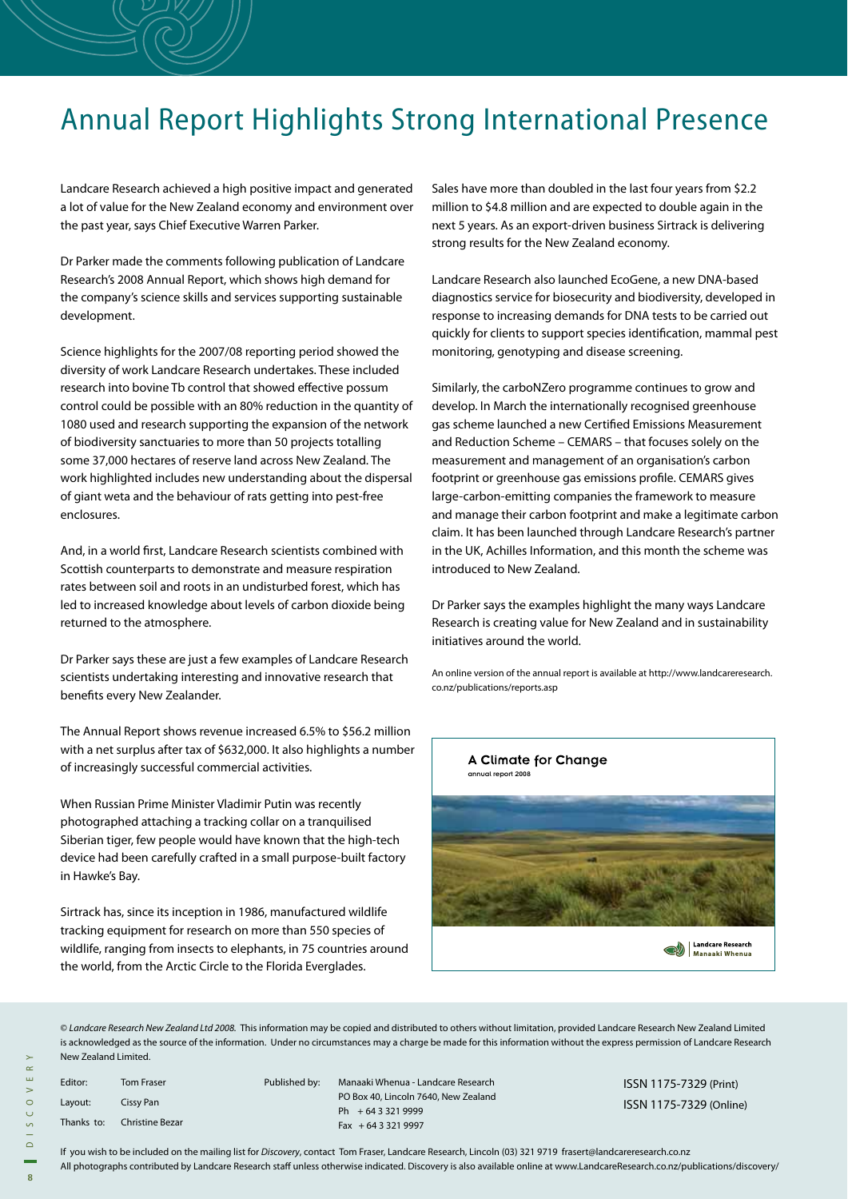# Annual Report Highlights Strong International Presence

Landcare Research achieved a high positive impact and generated a lot of value for the New Zealand economy and environment over the past year, says Chief Executive Warren Parker.

Dr Parker made the comments following publication of Landcare Research's 2008 Annual Report, which shows high demand for the company's science skills and services supporting sustainable development.

Science highlights for the 2007/08 reporting period showed the diversity of work Landcare Research undertakes. These included research into bovine Tb control that showed effective possum control could be possible with an 80% reduction in the quantity of 1080 used and research supporting the expansion of the network of biodiversity sanctuaries to more than 50 projects totalling some 37,000 hectares of reserve land across New Zealand. The work highlighted includes new understanding about the dispersal of giant weta and the behaviour of rats getting into pest-free enclosures.

And, in a world first, Landcare Research scientists combined with Scottish counterparts to demonstrate and measure respiration rates between soil and roots in an undisturbed forest, which has led to increased knowledge about levels of carbon dioxide being returned to the atmosphere.

Dr Parker says these are just a few examples of Landcare Research scientists undertaking interesting and innovative research that benefits every New Zealander.

The Annual Report shows revenue increased 6.5% to $56.2 million with a net surplus after tax of $632,000. It also highlights a number of increasingly successful commercial activities.

When Russian Prime Minister Vladimir Putin was recently photographed attaching a tracking collar on a tranquilised Siberian tiger, few people would have known that the high-tech device had been carefully crafted in a small purpose-built factory in Hawke's Bay.

Sirtrack has, since its inception in 1986, manufactured wildlife tracking equipment for research on more than 550 species of wildlife, ranging from insects to elephants, in 75 countries around the world, from the Arctic Circle to the Florida Everglades.

Sales have more than doubled in the last four years from $2.2 million to $4.8 million and are expected to double again in the next 5 years. As an export-driven business Sirtrack is delivering strong results for the New Zealand economy.

Landcare Research also launched EcoGene, a new DNA-based diagnostics service for biosecurity and biodiversity, developed in response to increasing demands for DNA tests to be carried out quickly for clients to support species identification, mammal pest monitoring, genotyping and disease screening.

Similarly, the carboNZero programme continues to grow and develop. In March the internationally recognised greenhouse gas scheme launched a new Certified Emissions Measurement and Reduction Scheme – CEMARS – that focuses solely on the measurement and management of an organisation's carbon footprint or greenhouse gas emissions profile. CEMARS gives large-carbon-emitting companies the framework to measure and manage their carbon footprint and make a legitimate carbon claim. It has been launched through Landcare Research's partner in the UK, Achilles Information, and this month the scheme was introduced to New Zealand.

Dr Parker says the examples highlight the many ways Landcare Research is creating value for New Zealand and in sustainability initiatives around the world.

An online version of the annual report is available at http://www.landcareresearch.co.nz/publications/reports.asp

A Climate for Change
annual report 2008

Landcare Research
Manaaki Whenua

---

*© Landcare Research New Zealand Ltd 2008.* This information may be copied and distributed to others without limitation, provided Landcare Research New Zealand Limited is acknowledged as the source of the information. Under no circumstances may a charge be made for this information without the express permission of Landcare Research New Zealand Limited.

Editor: Tom Fraser
Layout: Cissy Pan
Thanks to: Christine Bezar

Published by: Manaaki Whenua - Landcare Research
PO Box 40, Lincoln 7640, New Zealand
Ph + 64 3 321 9999
Fax + 64 3 321 9997

ISSN 1175-7329 (Print)
ISSN 1175-7329 (Online)

If you wish to be included on the mailing list for *Discovery*, contact Tom Fraser, Landcare Research, Lincoln (03) 321 9719 frasert@landcareresearch.co.nz
All photographs contributed by Landcare Research staff unless otherwise indicated. Discovery is also available online at www.LandcareResearch.co.nz/publications/discovery/